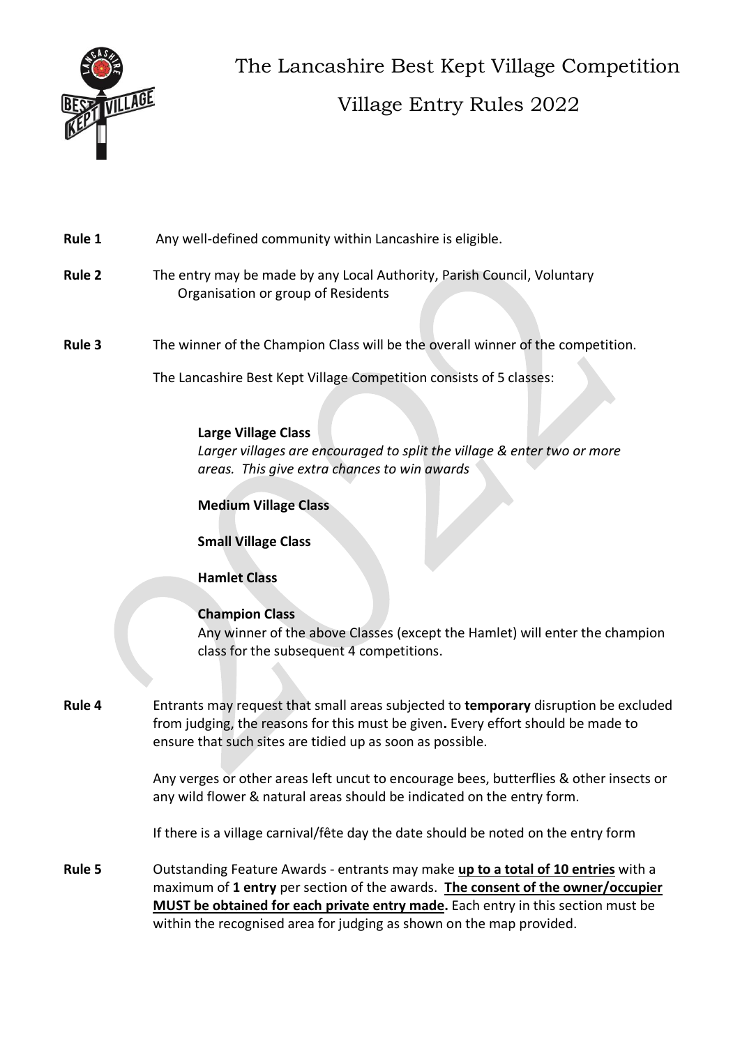# The Lancashire Best Kept Village Competition

## Village Entry Rules 2022

**Rule 1** Any well-defined community within Lancashire is eligible.

**Rule 2** The entry may be made by any Local Authority, Parish Council, Voluntary Organisation or group of Residents

**Rule 3** The winner of the Champion Class will be the overall winner of the competition.

The Lancashire Best Kept Village Competition consists of 5 classes:

**Large Village Class**
*Larger villages are encouraged to split the village & enter two or more areas. This give extra chances to win awards*

**Medium Village Class**

**Small Village Class**

**Hamlet Class**

**Champion Class**
Any winner of the above Classes (except the Hamlet) will enter the champion class for the subsequent 4 competitions.

**Rule 4** Entrants may request that small areas subjected to **temporary** disruption be excluded from judging, the reasons for this must be given**.** Every effort should be made to ensure that such sites are tidied up as soon as possible.

Any verges or other areas left uncut to encourage bees, butterflies & other insects or any wild flower & natural areas should be indicated on the entry form.

If there is a village carnival/fête day the date should be noted on the entry form

**Rule 5** Outstanding Feature Awards - entrants may make **<u>up to a total of 10 entries</u>** with a maximum of **1 entry** per section of the awards. **<u>The consent of the owner/occupier MUST be obtained for each private entry made</u>.** Each entry in this section must be within the recognised area for judging as shown on the map provided.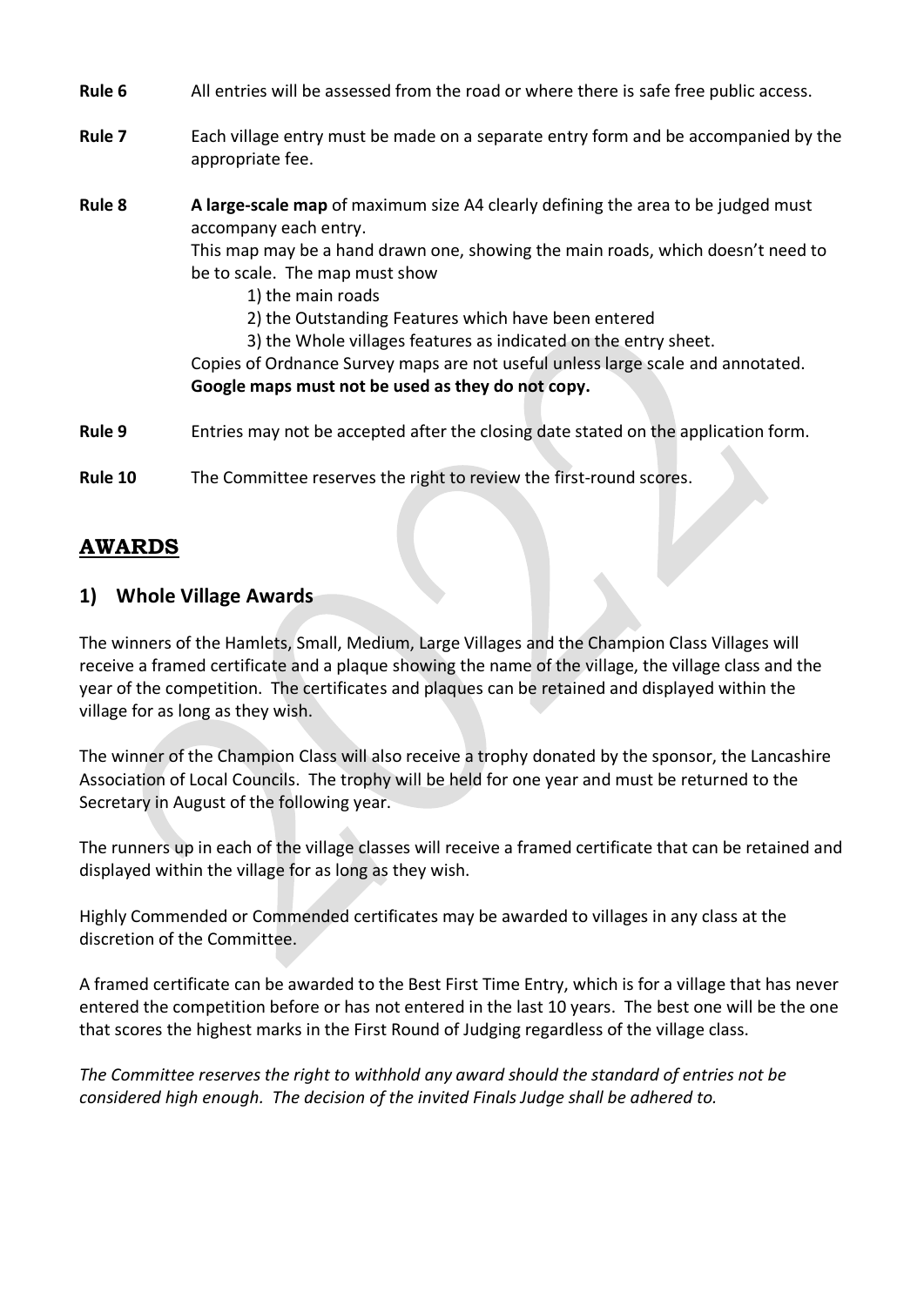**Rule 6** All entries will be assessed from the road or where there is safe free public access.

**Rule 7** Each village entry must be made on a separate entry form and be accompanied by the appropriate fee.

**Rule 8** **A large-scale map** of maximum size A4 clearly defining the area to be judged must accompany each entry.
This map may be a hand drawn one, showing the main roads, which doesn't need to be to scale. The map must show
1) the main roads
2) the Outstanding Features which have been entered
3) the Whole villages features as indicated on the entry sheet.
Copies of Ordnance Survey maps are not useful unless large scale and annotated.
**Google maps must not be used as they do not copy.**

**Rule 9** Entries may not be accepted after the closing date stated on the application form.

**Rule 10** The Committee reserves the right to review the first-round scores.

## AWARDS

### 1) Whole Village Awards

The winners of the Hamlets, Small, Medium, Large Villages and the Champion Class Villages will receive a framed certificate and a plaque showing the name of the village, the village class and the year of the competition. The certificates and plaques can be retained and displayed within the village for as long as they wish.

The winner of the Champion Class will also receive a trophy donated by the sponsor, the Lancashire Association of Local Councils. The trophy will be held for one year and must be returned to the Secretary in August of the following year.

The runners up in each of the village classes will receive a framed certificate that can be retained and displayed within the village for as long as they wish.

Highly Commended or Commended certificates may be awarded to villages in any class at the discretion of the Committee.

A framed certificate can be awarded to the Best First Time Entry, which is for a village that has never entered the competition before or has not entered in the last 10 years. The best one will be the one that scores the highest marks in the First Round of Judging regardless of the village class.

*The Committee reserves the right to withhold any award should the standard of entries not be considered high enough. The decision of the invited Finals Judge shall be adhered to.*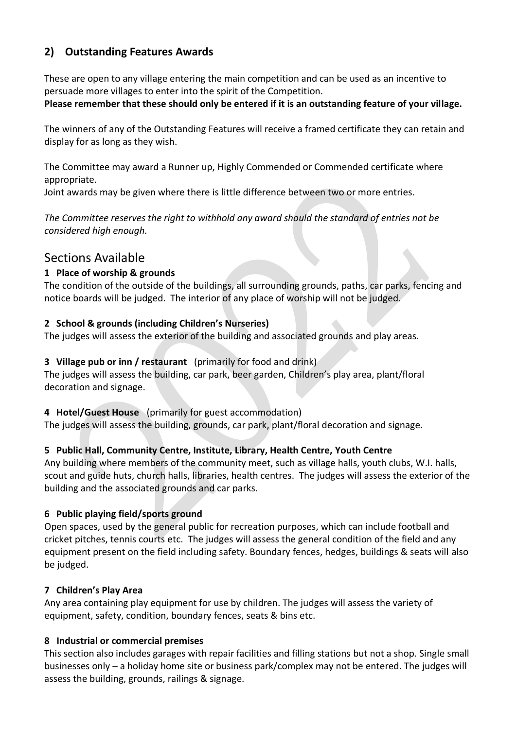## 2) Outstanding Features Awards

These are open to any village entering the main competition and can be used as an incentive to persuade more villages to enter into the spirit of the Competition.
**Please remember that these should only be entered if it is an outstanding feature of your village.**

The winners of any of the Outstanding Features will receive a framed certificate they can retain and display for as long as they wish.

The Committee may award a Runner up, Highly Commended or Commended certificate where appropriate.
Joint awards may be given where there is little difference between two or more entries.

*The Committee reserves the right to withhold any award should the standard of entries not be considered high enough.*

## Sections Available

### 1 Place of worship & grounds

The condition of the outside of the buildings, all surrounding grounds, paths, car parks, fencing and notice boards will be judged. The interior of any place of worship will not be judged.

### 2 School & grounds (including Children's Nurseries)

The judges will assess the exterior of the building and associated grounds and play areas.

### 3 Village pub or inn / restaurant (primarily for food and drink)

The judges will assess the building, car park, beer garden, Children's play area, plant/floral decoration and signage.

### 4 Hotel/Guest House (primarily for guest accommodation)

The judges will assess the building, grounds, car park, plant/floral decoration and signage.

### 5 Public Hall, Community Centre, Institute, Library, Health Centre, Youth Centre

Any building where members of the community meet, such as village halls, youth clubs, W.I. halls, scout and guide huts, church halls, libraries, health centres. The judges will assess the exterior of the building and the associated grounds and car parks.

### 6 Public playing field/sports ground

Open spaces, used by the general public for recreation purposes, which can include football and cricket pitches, tennis courts etc. The judges will assess the general condition of the field and any equipment present on the field including safety. Boundary fences, hedges, buildings & seats will also be judged.

### 7 Children's Play Area

Any area containing play equipment for use by children. The judges will assess the variety of equipment, safety, condition, boundary fences, seats & bins etc.

### 8 Industrial or commercial premises

This section also includes garages with repair facilities and filling stations but not a shop. Single small businesses only – a holiday home site or business park/complex may not be entered. The judges will assess the building, grounds, railings & signage.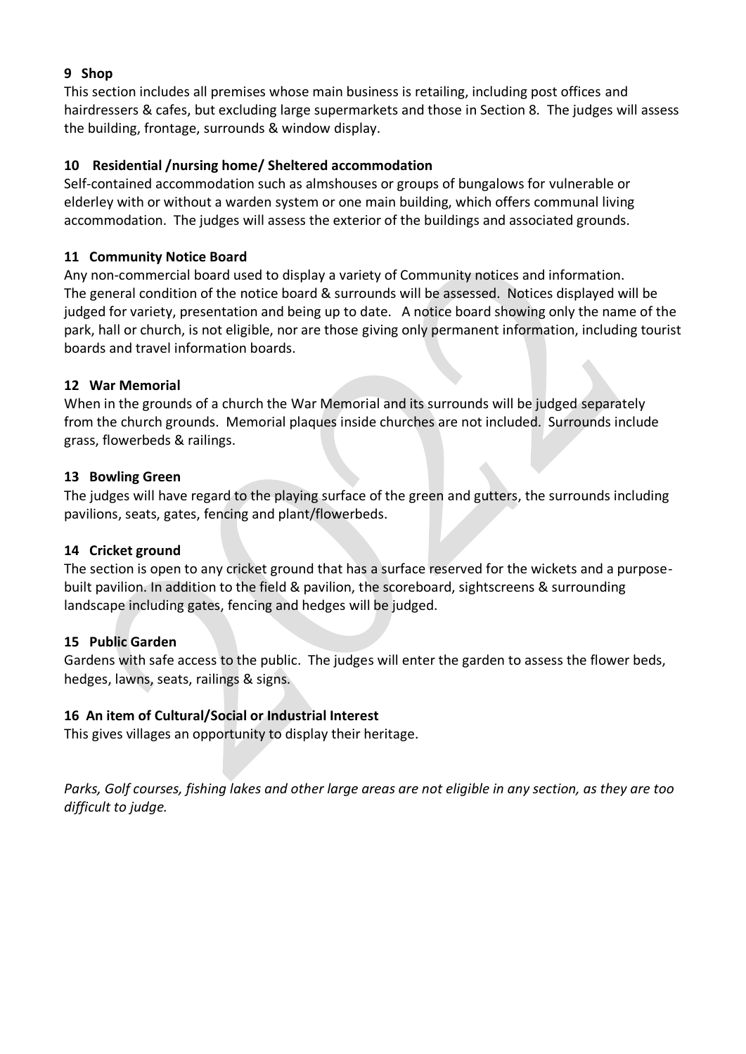**9 Shop**

This section includes all premises whose main business is retailing, including post offices and hairdressers & cafes, but excluding large supermarkets and those in Section 8. The judges will assess the building, frontage, surrounds & window display.

**10 Residential /nursing home/ Sheltered accommodation**

Self-contained accommodation such as almshouses or groups of bungalows for vulnerable or elderley with or without a warden system or one main building, which offers communal living accommodation. The judges will assess the exterior of the buildings and associated grounds.

**11 Community Notice Board**

Any non-commercial board used to display a variety of Community notices and information. The general condition of the notice board & surrounds will be assessed. Notices displayed will be judged for variety, presentation and being up to date. A notice board showing only the name of the park, hall or church, is not eligible, nor are those giving only permanent information, including tourist boards and travel information boards.

**12 War Memorial**

When in the grounds of a church the War Memorial and its surrounds will be judged separately from the church grounds. Memorial plaques inside churches are not included. Surrounds include grass, flowerbeds & railings.

**13 Bowling Green**

The judges will have regard to the playing surface of the green and gutters, the surrounds including pavilions, seats, gates, fencing and plant/flowerbeds.

**14 Cricket ground**

The section is open to any cricket ground that has a surface reserved for the wickets and a purpose-built pavilion. In addition to the field & pavilion, the scoreboard, sightscreens & surrounding landscape including gates, fencing and hedges will be judged.

**15 Public Garden**

Gardens with safe access to the public. The judges will enter the garden to assess the flower beds, hedges, lawns, seats, railings & signs.

**16 An item of Cultural/Social or Industrial Interest**

This gives villages an opportunity to display their heritage.

*Parks, Golf courses, fishing lakes and other large areas are not eligible in any section, as they are too difficult to judge.*